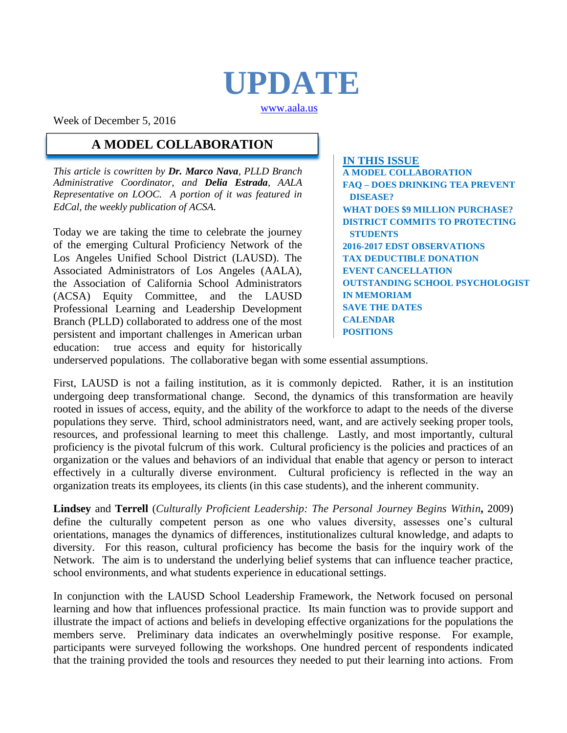# UPDATE

www.aala.us

Week of December 5, 2016

## A MODEL COLLABORATION

*This article is cowritten by **Dr. Marco Nava**, PLLD Branch Administrative Coordinator, and **Delia Estrada**, AALA Representative on LOOC. A portion of it was featured in EdCal, the weekly publication of ACSA.*

**IN THIS ISSUE**

- A MODEL COLLABORATION
- FAQ – DOES DRINKING TEA PREVENT DISEASE?
- WHAT DOES $9 MILLION PURCHASE?
- DISTRICT COMMITS TO PROTECTING STUDENTS
- 2016-2017 EDST OBSERVATIONS
- TAX DEDUCTIBLE DONATION
- EVENT CANCELLATION
- OUTSTANDING SCHOOL PSYCHOLOGIST
- IN MEMORIAM
- SAVE THE DATES
- CALENDAR
- POSITIONS

Today we are taking the time to celebrate the journey of the emerging Cultural Proficiency Network of the Los Angeles Unified School District (LAUSD). The Associated Administrators of Los Angeles (AALA), the Association of California School Administrators (ACSA) Equity Committee, and the LAUSD Professional Learning and Leadership Development Branch (PLLD) collaborated to address one of the most persistent and important challenges in American urban education: true access and equity for historically underserved populations. The collaborative began with some essential assumptions.

First, LAUSD is not a failing institution, as it is commonly depicted. Rather, it is an institution undergoing deep transformational change. Second, the dynamics of this transformation are heavily rooted in issues of access, equity, and the ability of the workforce to adapt to the needs of the diverse populations they serve. Third, school administrators need, want, and are actively seeking proper tools, resources, and professional learning to meet this challenge. Lastly, and most importantly, cultural proficiency is the pivotal fulcrum of this work. Cultural proficiency is the policies and practices of an organization or the values and behaviors of an individual that enable that agency or person to interact effectively in a culturally diverse environment. Cultural proficiency is reflected in the way an organization treats its employees, its clients (in this case students), and the inherent community.

**Lindsey** and **Terrell** (*Culturally Proficient Leadership: The Personal Journey Begins Within***,** 2009) define the culturally competent person as one who values diversity, assesses one's cultural orientations, manages the dynamics of differences, institutionalizes cultural knowledge, and adapts to diversity. For this reason, cultural proficiency has become the basis for the inquiry work of the Network. The aim is to understand the underlying belief systems that can influence teacher practice, school environments, and what students experience in educational settings.

In conjunction with the LAUSD School Leadership Framework, the Network focused on personal learning and how that influences professional practice. Its main function was to provide support and illustrate the impact of actions and beliefs in developing effective organizations for the populations the members serve. Preliminary data indicates an overwhelmingly positive response. For example, participants were surveyed following the workshops. One hundred percent of respondents indicated that the training provided the tools and resources they needed to put their learning into actions. From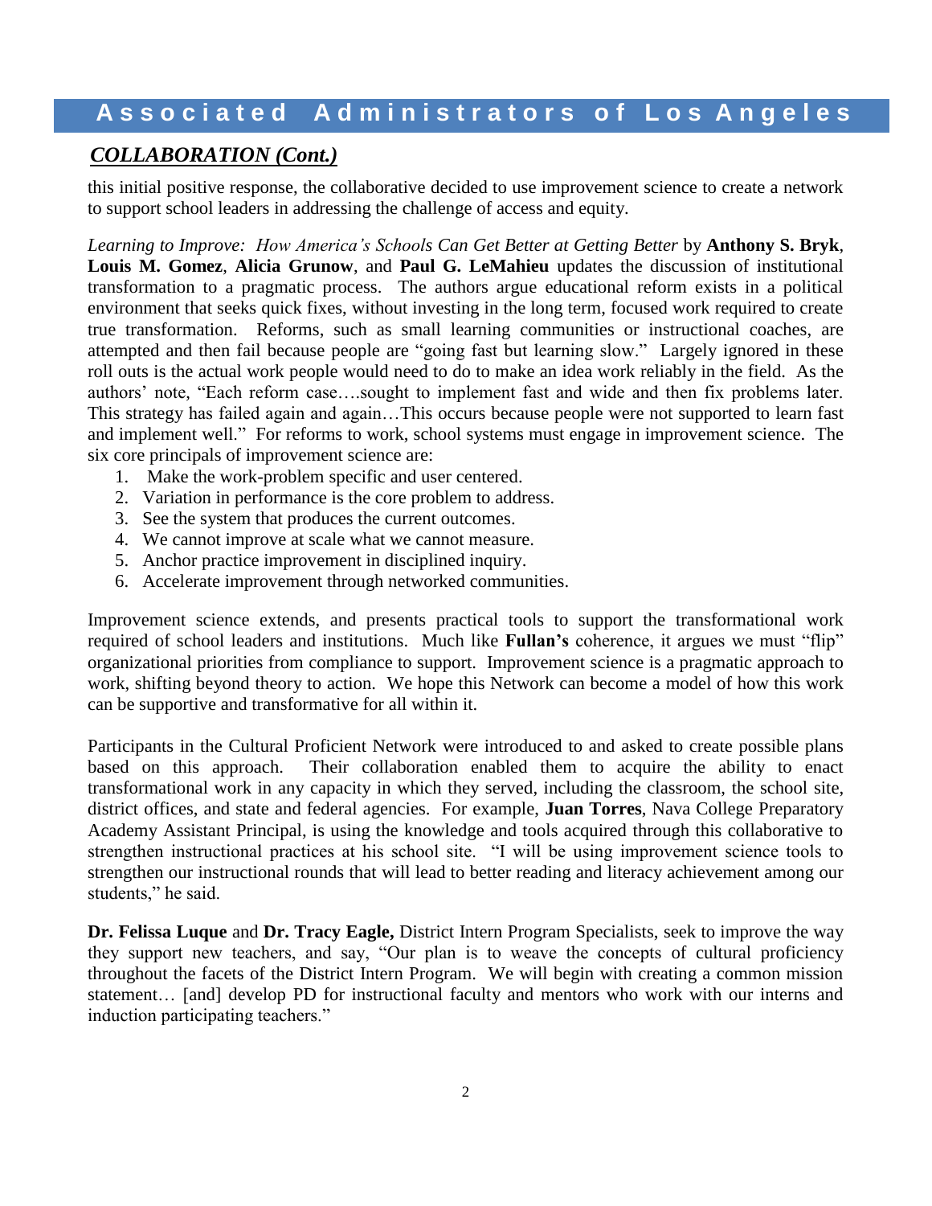## *COLLABORATION (Cont.)*

this initial positive response, the collaborative decided to use improvement science to create a network to support school leaders in addressing the challenge of access and equity.

*Learning to Improve: How America's Schools Can Get Better at Getting Better* by **Anthony S. Bryk**, **Louis M. Gomez**, **Alicia Grunow**, and **Paul G. LeMahieu** updates the discussion of institutional transformation to a pragmatic process. The authors argue educational reform exists in a political environment that seeks quick fixes, without investing in the long term, focused work required to create true transformation. Reforms, such as small learning communities or instructional coaches, are attempted and then fail because people are "going fast but learning slow." Largely ignored in these roll outs is the actual work people would need to do to make an idea work reliably in the field. As the authors' note, "Each reform case….sought to implement fast and wide and then fix problems later. This strategy has failed again and again…This occurs because people were not supported to learn fast and implement well." For reforms to work, school systems must engage in improvement science. The six core principals of improvement science are:

1. Make the work-problem specific and user centered.
2. Variation in performance is the core problem to address.
3. See the system that produces the current outcomes.
4. We cannot improve at scale what we cannot measure.
5. Anchor practice improvement in disciplined inquiry.
6. Accelerate improvement through networked communities.

Improvement science extends, and presents practical tools to support the transformational work required of school leaders and institutions. Much like **Fullan's** coherence, it argues we must "flip" organizational priorities from compliance to support. Improvement science is a pragmatic approach to work, shifting beyond theory to action. We hope this Network can become a model of how this work can be supportive and transformative for all within it.

Participants in the Cultural Proficient Network were introduced to and asked to create possible plans based on this approach. Their collaboration enabled them to acquire the ability to enact transformational work in any capacity in which they served, including the classroom, the school site, district offices, and state and federal agencies. For example, **Juan Torres**, Nava College Preparatory Academy Assistant Principal, is using the knowledge and tools acquired through this collaborative to strengthen instructional practices at his school site. "I will be using improvement science tools to strengthen our instructional rounds that will lead to better reading and literacy achievement among our students," he said.

**Dr. Felissa Luque** and **Dr. Tracy Eagle,** District Intern Program Specialists, seek to improve the way they support new teachers, and say, "Our plan is to weave the concepts of cultural proficiency throughout the facets of the District Intern Program. We will begin with creating a common mission statement… [and] develop PD for instructional faculty and mentors who work with our interns and induction participating teachers."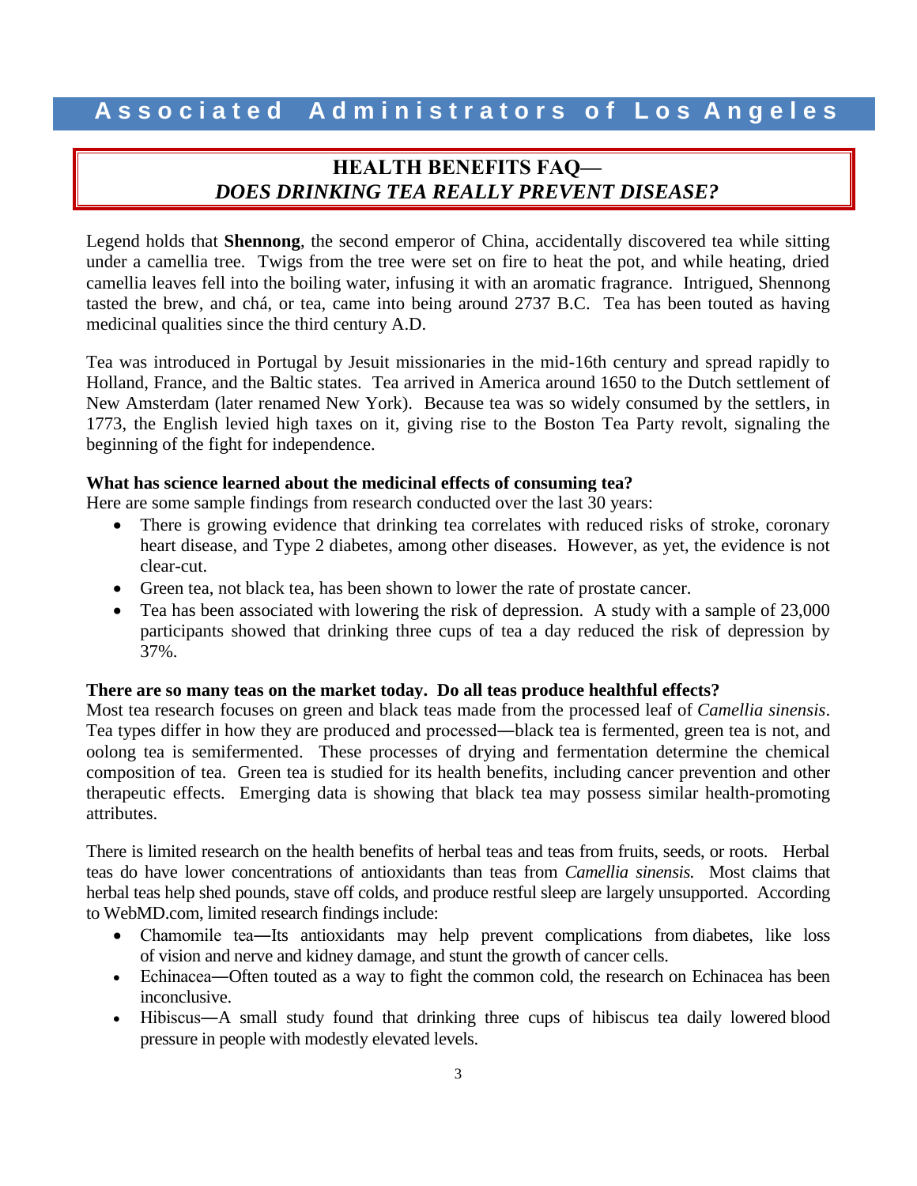Associated Administrators of Los Angeles

## HEALTH BENEFITS FAQ— *DOES DRINKING TEA REALLY PREVENT DISEASE?*

Legend holds that **Shennong**, the second emperor of China, accidentally discovered tea while sitting under a camellia tree. Twigs from the tree were set on fire to heat the pot, and while heating, dried camellia leaves fell into the boiling water, infusing it with an aromatic fragrance. Intrigued, Shennong tasted the brew, and chá, or tea, came into being around 2737 B.C. Tea has been touted as having medicinal qualities since the third century A.D.

Tea was introduced in Portugal by Jesuit missionaries in the mid-16th century and spread rapidly to Holland, France, and the Baltic states. Tea arrived in America around 1650 to the Dutch settlement of New Amsterdam (later renamed New York). Because tea was so widely consumed by the settlers, in 1773, the English levied high taxes on it, giving rise to the Boston Tea Party revolt, signaling the beginning of the fight for independence.

**What has science learned about the medicinal effects of consuming tea?**

Here are some sample findings from research conducted over the last 30 years:

- There is growing evidence that drinking tea correlates with reduced risks of stroke, coronary heart disease, and Type 2 diabetes, among other diseases. However, as yet, the evidence is not clear-cut.
- Green tea, not black tea, has been shown to lower the rate of prostate cancer.
- Tea has been associated with lowering the risk of depression. A study with a sample of 23,000 participants showed that drinking three cups of tea a day reduced the risk of depression by 37%.

**There are so many teas on the market today. Do all teas produce healthful effects?**

Most tea research focuses on green and black teas made from the processed leaf of *Camellia sinensis*. Tea types differ in how they are produced and processed—black tea is fermented, green tea is not, and oolong tea is semifermented. These processes of drying and fermentation determine the chemical composition of tea. Green tea is studied for its health benefits, including cancer prevention and other therapeutic effects. Emerging data is showing that black tea may possess similar health-promoting attributes.

There is limited research on the health benefits of herbal teas and teas from fruits, seeds, or roots. Herbal teas do have lower concentrations of antioxidants than teas from *Camellia sinensis.* Most claims that herbal teas help shed pounds, stave off colds, and produce restful sleep are largely unsupported. According to WebMD.com, limited research findings include:

- Chamomile tea—Its antioxidants may help prevent complications from diabetes, like loss of vision and nerve and kidney damage, and stunt the growth of cancer cells.
- Echinacea—Often touted as a way to fight the common cold, the research on Echinacea has been inconclusive.
- Hibiscus—A small study found that drinking three cups of hibiscus tea daily lowered blood pressure in people with modestly elevated levels.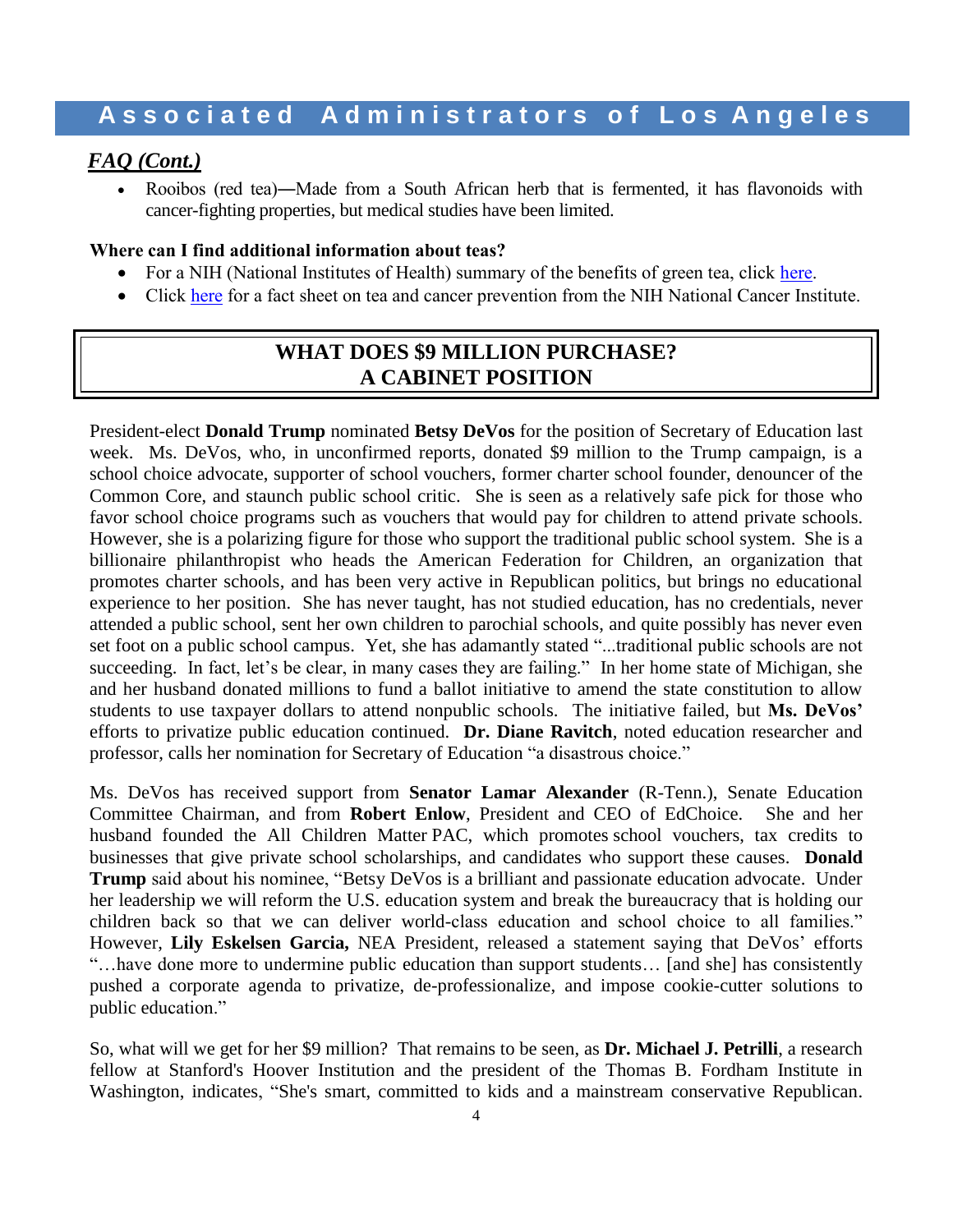## *FAQ (Cont.)*

- Rooibos (red tea)—Made from a South African herb that is fermented, it has flavonoids with cancer-fighting properties, but medical studies have been limited.

**Where can I find additional information about teas?**

- For a NIH (National Institutes of Health) summary of the benefits of green tea, click here.
- Click here for a fact sheet on tea and cancer prevention from the NIH National Cancer Institute.

## WHAT DOES $9 MILLION PURCHASE? A CABINET POSITION

President-elect **Donald Trump** nominated **Betsy DeVos** for the position of Secretary of Education last week. Ms. DeVos, who, in unconfirmed reports, donated $9 million to the Trump campaign, is a school choice advocate, supporter of school vouchers, former charter school founder, denouncer of the Common Core, and staunch public school critic. She is seen as a relatively safe pick for those who favor school choice programs such as vouchers that would pay for children to attend private schools. However, she is a polarizing figure for those who support the traditional public school system. She is a billionaire philanthropist who heads the American Federation for Children, an organization that promotes charter schools, and has been very active in Republican politics, but brings no educational experience to her position. She has never taught, has not studied education, has no credentials, never attended a public school, sent her own children to parochial schools, and quite possibly has never even set foot on a public school campus. Yet, she has adamantly stated "...traditional public schools are not succeeding. In fact, let's be clear, in many cases they are failing." In her home state of Michigan, she and her husband donated millions to fund a ballot initiative to amend the state constitution to allow students to use taxpayer dollars to attend nonpublic schools. The initiative failed, but **Ms. DeVos'** efforts to privatize public education continued. **Dr. Diane Ravitch**, noted education researcher and professor, calls her nomination for Secretary of Education "a disastrous choice."

Ms. DeVos has received support from **Senator Lamar Alexander** (R-Tenn.), Senate Education Committee Chairman, and from **Robert Enlow**, President and CEO of EdChoice. She and her husband founded the All Children Matter PAC, which promotes school vouchers, tax credits to businesses that give private school scholarships, and candidates who support these causes. **Donald Trump** said about his nominee, "Betsy DeVos is a brilliant and passionate education advocate. Under her leadership we will reform the U.S. education system and break the bureaucracy that is holding our children back so that we can deliver world-class education and school choice to all families." However, **Lily Eskelsen Garcia,** NEA President, released a statement saying that DeVos' efforts "…have done more to undermine public education than support students… [and she] has consistently pushed a corporate agenda to privatize, de-professionalize, and impose cookie-cutter solutions to public education."

So, what will we get for her $9 million? That remains to be seen, as **Dr. Michael J. Petrilli**, a research fellow at Stanford's Hoover Institution and the president of the Thomas B. Fordham Institute in Washington, indicates, "She's smart, committed to kids and a mainstream conservative Republican.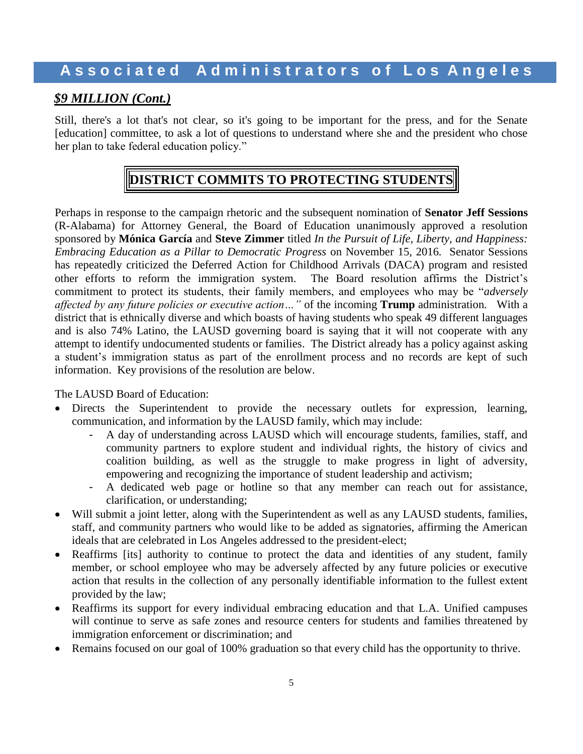## ***$9 MILLION (Cont.)***

Still, there's a lot that's not clear, so it's going to be important for the press, and for the Senate [education] committee, to ask a lot of questions to understand where she and the president who chose her plan to take federal education policy."

## DISTRICT COMMITS TO PROTECTING STUDENTS

Perhaps in response to the campaign rhetoric and the subsequent nomination of **Senator Jeff Sessions** (R-Alabama) for Attorney General, the Board of Education unanimously approved a resolution sponsored by **Mónica García** and **Steve Zimmer** titled *In the Pursuit of Life, Liberty, and Happiness: Embracing Education as a Pillar to Democratic Progress* on November 15, 2016. Senator Sessions has repeatedly criticized the Deferred Action for Childhood Arrivals (DACA) program and resisted other efforts to reform the immigration system. The Board resolution affirms the District's commitment to protect its students, their family members, and employees who may be "*adversely affected by any future policies or executive action…"* of the incoming **Trump** administration. With a district that is ethnically diverse and which boasts of having students who speak 49 different languages and is also 74% Latino, the LAUSD governing board is saying that it will not cooperate with any attempt to identify undocumented students or families. The District already has a policy against asking a student's immigration status as part of the enrollment process and no records are kept of such information. Key provisions of the resolution are below.

The LAUSD Board of Education:

- Directs the Superintendent to provide the necessary outlets for expression, learning, communication, and information by the LAUSD family, which may include:
  - A day of understanding across LAUSD which will encourage students, families, staff, and community partners to explore student and individual rights, the history of civics and coalition building, as well as the struggle to make progress in light of adversity, empowering and recognizing the importance of student leadership and activism;
  - A dedicated web page or hotline so that any member can reach out for assistance, clarification, or understanding;
- Will submit a joint letter, along with the Superintendent as well as any LAUSD students, families, staff, and community partners who would like to be added as signatories, affirming the American ideals that are celebrated in Los Angeles addressed to the president-elect;
- Reaffirms [its] authority to continue to protect the data and identities of any student, family member, or school employee who may be adversely affected by any future policies or executive action that results in the collection of any personally identifiable information to the fullest extent provided by the law;
- Reaffirms its support for every individual embracing education and that L.A. Unified campuses will continue to serve as safe zones and resource centers for students and families threatened by immigration enforcement or discrimination; and
- Remains focused on our goal of 100% graduation so that every child has the opportunity to thrive.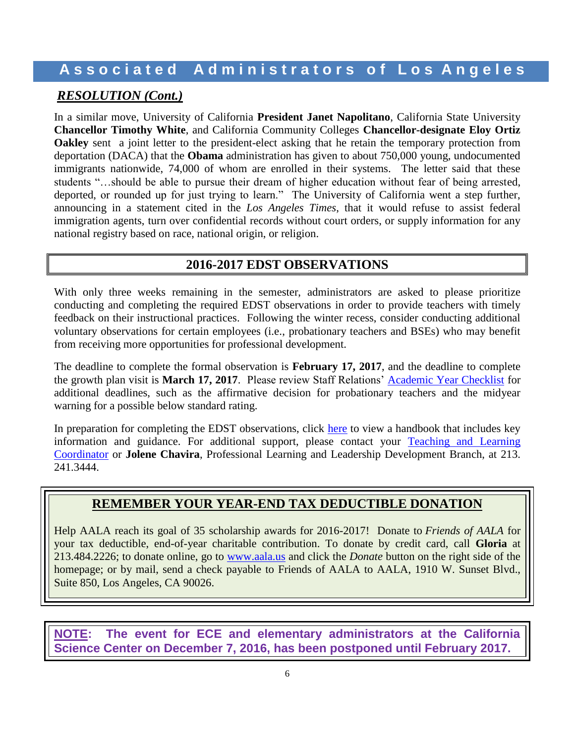## *RESOLUTION (Cont.)*

In a similar move, University of California **President Janet Napolitano**, California State University **Chancellor Timothy White**, and California Community Colleges **Chancellor-designate Eloy Ortiz Oakley** sent a joint letter to the president-elect asking that he retain the temporary protection from deportation (DACA) that the **Obama** administration has given to about 750,000 young, undocumented immigrants nationwide, 74,000 of whom are enrolled in their systems. The letter said that these students "…should be able to pursue their dream of higher education without fear of being arrested, deported, or rounded up for just trying to learn." The University of California went a step further, announcing in a statement cited in the *Los Angeles Times*, that it would refuse to assist federal immigration agents, turn over confidential records without court orders, or supply information for any national registry based on race, national origin, or religion.

## 2016-2017 EDST OBSERVATIONS

With only three weeks remaining in the semester, administrators are asked to please prioritize conducting and completing the required EDST observations in order to provide teachers with timely feedback on their instructional practices. Following the winter recess, consider conducting additional voluntary observations for certain employees (i.e., probationary teachers and BSEs) who may benefit from receiving more opportunities for professional development.

The deadline to complete the formal observation is **February 17, 2017**, and the deadline to complete the growth plan visit is **March 17, 2017**. Please review Staff Relations' Academic Year Checklist for additional deadlines, such as the affirmative decision for probationary teachers and the midyear warning for a possible below standard rating.

In preparation for completing the EDST observations, click here to view a handbook that includes key information and guidance. For additional support, please contact your Teaching and Learning Coordinator or **Jolene Chavira**, Professional Learning and Leadership Development Branch, at 213. 241.3444.

## REMEMBER YOUR YEAR-END TAX DEDUCTIBLE DONATION

Help AALA reach its goal of 35 scholarship awards for 2016-2017! Donate to *Friends of AALA* for your tax deductible, end-of-year charitable contribution. To donate by credit card, call **Gloria** at 213.484.2226; to donate online, go to www.aala.us and click the *Donate* button on the right side of the homepage; or by mail, send a check payable to Friends of AALA to AALA, 1910 W. Sunset Blvd., Suite 850, Los Angeles, CA 90026.

**NOTE: The event for ECE and elementary administrators at the California Science Center on December 7, 2016, has been postponed until February 2017.**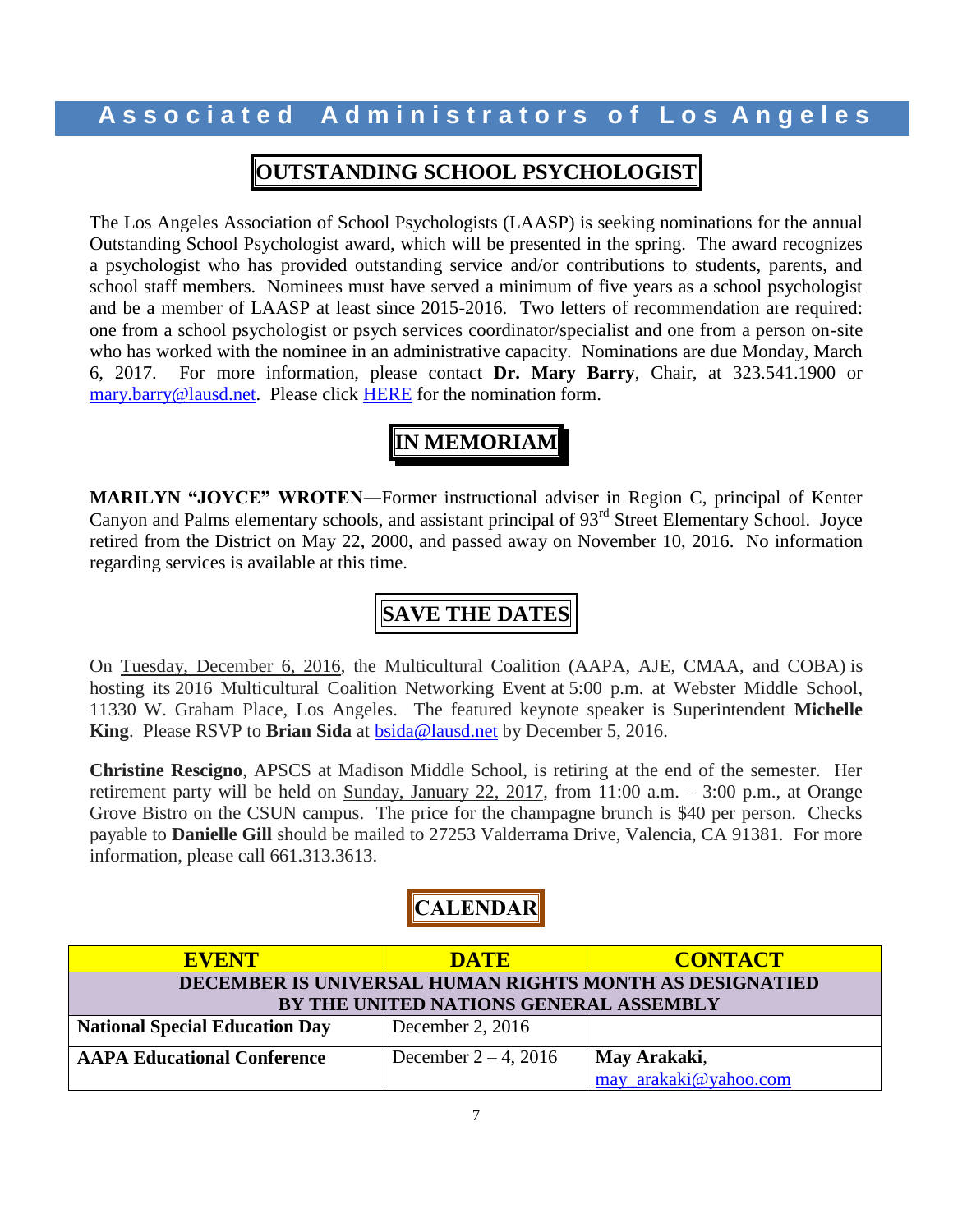# Associated Administrators of Los Angeles

## OUTSTANDING SCHOOL PSYCHOLOGIST

The Los Angeles Association of School Psychologists (LAASP) is seeking nominations for the annual Outstanding School Psychologist award, which will be presented in the spring. The award recognizes a psychologist who has provided outstanding service and/or contributions to students, parents, and school staff members. Nominees must have served a minimum of five years as a school psychologist and be a member of LAASP at least since 2015-2016. Two letters of recommendation are required: one from a school psychologist or psych services coordinator/specialist and one from a person on-site who has worked with the nominee in an administrative capacity. Nominations are due Monday, March 6, 2017. For more information, please contact **Dr. Mary Barry**, Chair, at 323.541.1900 or mary.barry@lausd.net. Please click HERE for the nomination form.

## IN MEMORIAM

**MARILYN "JOYCE" WROTEN—**Former instructional adviser in Region C, principal of Kenter Canyon and Palms elementary schools, and assistant principal of 93rd Street Elementary School. Joyce retired from the District on May 22, 2000, and passed away on November 10, 2016. No information regarding services is available at this time.

## SAVE THE DATES

On Tuesday, December 6, 2016, the Multicultural Coalition (AAPA, AJE, CMAA, and COBA) is hosting its 2016 Multicultural Coalition Networking Event at 5:00 p.m. at Webster Middle School, 11330 W. Graham Place, Los Angeles. The featured keynote speaker is Superintendent **Michelle King**. Please RSVP to **Brian Sida** at bsida@lausd.net by December 5, 2016.

**Christine Rescigno**, APSCS at Madison Middle School, is retiring at the end of the semester. Her retirement party will be held on Sunday, January 22, 2017, from 11:00 a.m. – 3:00 p.m., at Orange Grove Bistro on the CSUN campus. The price for the champagne brunch is $40 per person. Checks payable to **Danielle Gill** should be mailed to 27253 Valderrama Drive, Valencia, CA 91381. For more information, please call 661.313.3613.

## CALENDAR

| EVENT | DATE | CONTACT |
|---|---|---|
| **DECEMBER IS UNIVERSAL HUMAN RIGHTS MONTH AS DESIGNATIED BY THE UNITED NATIONS GENERAL ASSEMBLY** | | |
| **National Special Education Day** | December 2, 2016 | |
| **AAPA Educational Conference** | December 2 – 4, 2016 | **May Arakaki**, may_arakaki@yahoo.com |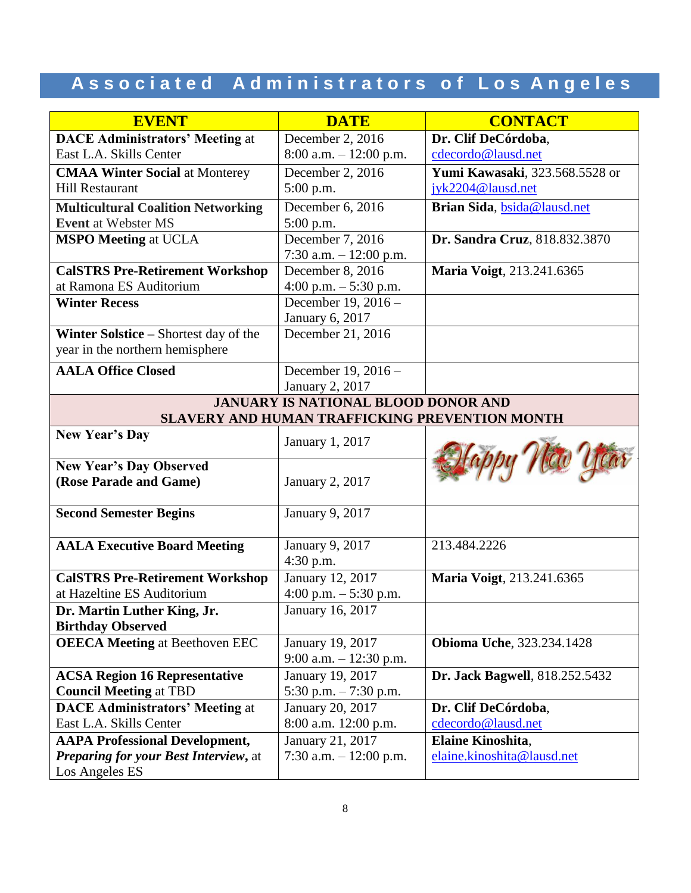# Associated Administrators of Los Angeles

| EVENT | DATE | CONTACT |
|---|---|---|
| **DACE Administrators' Meeting** at East L.A. Skills Center | December 2, 2016 8:00 a.m. – 12:00 p.m. | **Dr. Clif DeCórdoba**, cdecordo@lausd.net |
| **CMAA Winter Social** at Monterey Hill Restaurant | December 2, 2016 5:00 p.m. | **Yumi Kawasaki**, 323.568.5528 or jyk2204@lausd.net |
| **Multicultural Coalition Networking Event** at Webster MS | December 6, 2016 5:00 p.m. | **Brian Sida**, bsida@lausd.net |
| **MSPO Meeting** at UCLA | December 7, 2016 7:30 a.m. – 12:00 p.m. | **Dr. Sandra Cruz**, 818.832.3870 |
| **CalSTRS Pre-Retirement Workshop** at Ramona ES Auditorium | December 8, 2016 4:00 p.m. – 5:30 p.m. | **Maria Voigt**, 213.241.6365 |
| **Winter Recess** | December 19, 2016 – January 6, 2017 | |
| **Winter Solstice** – Shortest day of the year in the northern hemisphere | December 21, 2016 | |
| **AALA Office Closed** | December 19, 2016 – January 2, 2017 | |
| **JANUARY IS NATIONAL BLOOD DONOR AND SLAVERY AND HUMAN TRAFFICKING PREVENTION MONTH** | | |
| **New Year's Day** | January 1, 2017 | Happy New Year |
| **New Year's Day Observed (Rose Parade and Game)** | January 2, 2017 | |
| **Second Semester Begins** | January 9, 2017 | |
| **AALA Executive Board Meeting** | January 9, 2017 4:30 p.m. | 213.484.2226 |
| **CalSTRS Pre-Retirement Workshop** at Hazeltine ES Auditorium | January 12, 2017 4:00 p.m. – 5:30 p.m. | **Maria Voigt**, 213.241.6365 |
| **Dr. Martin Luther King, Jr. Birthday Observed** | January 16, 2017 | |
| **OEECA Meeting** at Beethoven EEC | January 19, 2017 9:00 a.m. – 12:30 p.m. | **Obioma Uche**, 323.234.1428 |
| **ACSA Region 16 Representative Council Meeting** at TBD | January 19, 2017 5:30 p.m. – 7:30 p.m. | **Dr. Jack Bagwell**, 818.252.5432 |
| **DACE Administrators' Meeting** at East L.A. Skills Center | January 20, 2017 8:00 a.m. 12:00 p.m. | **Dr. Clif DeCórdoba**, cdecordo@lausd.net |
| **AAPA Professional Development, *Preparing for your Best Interview*,** at Los Angeles ES | January 21, 2017 7:30 a.m. – 12:00 p.m. | **Elaine Kinoshita**, elaine.kinoshita@lausd.net |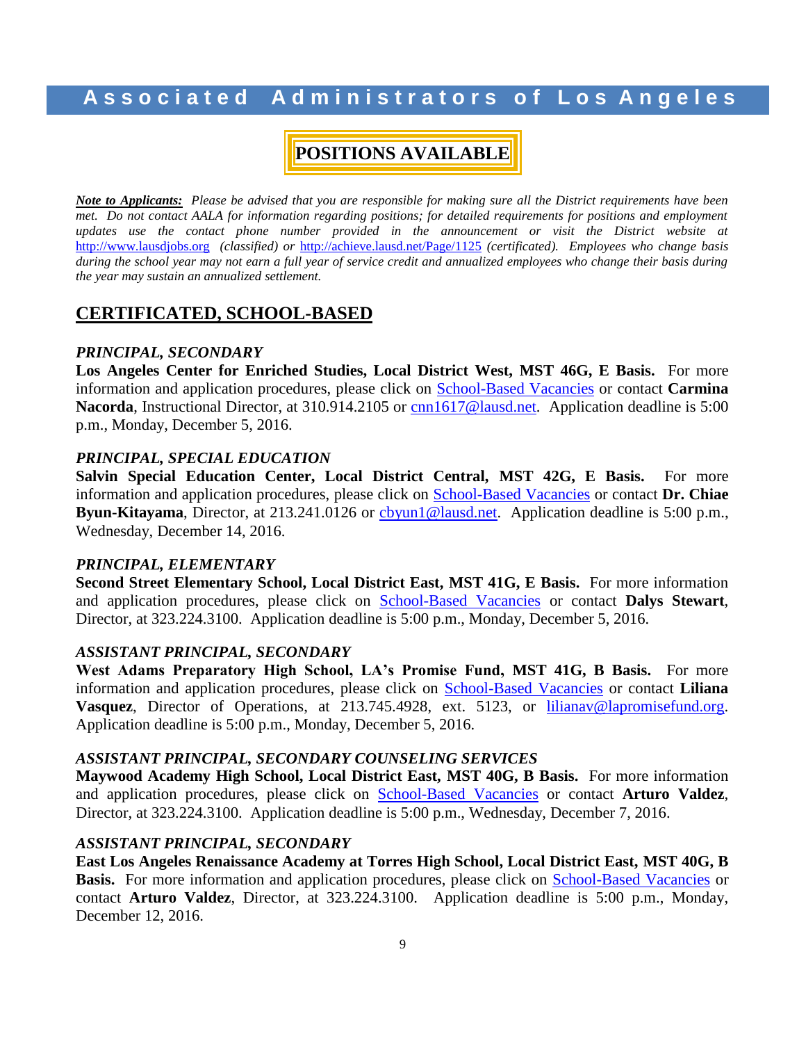# Associated Administrators of Los Angeles

## POSITIONS AVAILABLE

***Note to Applicants:*** *Please be advised that you are responsible for making sure all the District requirements have been met. Do not contact AALA for information regarding positions; for detailed requirements for positions and employment updates use the contact phone number provided in the announcement or visit the District website at* http://www.lausdjobs.org *(classified) or* http://achieve.lausd.net/Page/1125 *(certificated). Employees who change basis during the school year may not earn a full year of service credit and annualized employees who change their basis during the year may sustain an annualized settlement.*

## CERTIFICATED, SCHOOL-BASED

***PRINCIPAL, SECONDARY***

**Los Angeles Center for Enriched Studies, Local District West, MST 46G, E Basis.** For more information and application procedures, please click on School-Based Vacancies or contact **Carmina Nacorda**, Instructional Director, at 310.914.2105 or cnn1617@lausd.net. Application deadline is 5:00 p.m., Monday, December 5, 2016.

***PRINCIPAL, SPECIAL EDUCATION***

**Salvin Special Education Center, Local District Central, MST 42G, E Basis.** For more information and application procedures, please click on School-Based Vacancies or contact **Dr. Chiae Byun-Kitayama**, Director, at 213.241.0126 or cbyun1@lausd.net. Application deadline is 5:00 p.m., Wednesday, December 14, 2016.

***PRINCIPAL, ELEMENTARY***

**Second Street Elementary School, Local District East, MST 41G, E Basis.** For more information and application procedures, please click on School-Based Vacancies or contact **Dalys Stewart**, Director, at 323.224.3100. Application deadline is 5:00 p.m., Monday, December 5, 2016.

***ASSISTANT PRINCIPAL, SECONDARY***

**West Adams Preparatory High School, LA's Promise Fund, MST 41G, B Basis.** For more information and application procedures, please click on School-Based Vacancies or contact **Liliana Vasquez**, Director of Operations, at 213.745.4928, ext. 5123, or lilianav@lapromisefund.org. Application deadline is 5:00 p.m., Monday, December 5, 2016.

***ASSISTANT PRINCIPAL, SECONDARY COUNSELING SERVICES***

**Maywood Academy High School, Local District East, MST 40G, B Basis.** For more information and application procedures, please click on School-Based Vacancies or contact **Arturo Valdez**, Director, at 323.224.3100. Application deadline is 5:00 p.m., Wednesday, December 7, 2016.

***ASSISTANT PRINCIPAL, SECONDARY***

**East Los Angeles Renaissance Academy at Torres High School, Local District East, MST 40G, B Basis.** For more information and application procedures, please click on School-Based Vacancies or contact **Arturo Valdez**, Director, at 323.224.3100. Application deadline is 5:00 p.m., Monday, December 12, 2016.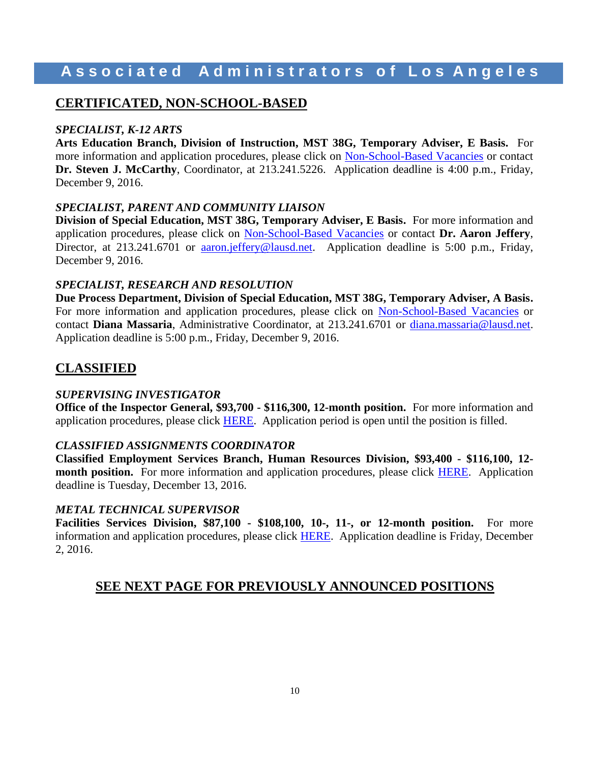# Associated Administrators of Los Angeles

## CERTIFICATED, NON-SCHOOL-BASED

### *SPECIALIST, K-12 ARTS*

**Arts Education Branch, Division of Instruction, MST 38G, Temporary Adviser, E Basis.** For more information and application procedures, please click on Non-School-Based Vacancies or contact **Dr. Steven J. McCarthy**, Coordinator, at 213.241.5226. Application deadline is 4:00 p.m., Friday, December 9, 2016.

### *SPECIALIST, PARENT AND COMMUNITY LIAISON*

**Division of Special Education, MST 38G, Temporary Adviser, E Basis.** For more information and application procedures, please click on Non-School-Based Vacancies or contact **Dr. Aaron Jeffery**, Director, at 213.241.6701 or aaron.jeffery@lausd.net. Application deadline is 5:00 p.m., Friday, December 9, 2016.

### *SPECIALIST, RESEARCH AND RESOLUTION*

**Due Process Department, Division of Special Education, MST 38G, Temporary Adviser, A Basis.** For more information and application procedures, please click on Non-School-Based Vacancies or contact **Diana Massaria**, Administrative Coordinator, at 213.241.6701 or diana.massaria@lausd.net. Application deadline is 5:00 p.m., Friday, December 9, 2016.

## CLASSIFIED

### *SUPERVISING INVESTIGATOR*

**Office of the Inspector General, $93,700 - $116,300, 12-month position.** For more information and application procedures, please click HERE. Application period is open until the position is filled.

### *CLASSIFIED ASSIGNMENTS COORDINATOR*

**Classified Employment Services Branch, Human Resources Division, $93,400 - $116,100, 12-month position.** For more information and application procedures, please click HERE. Application deadline is Tuesday, December 13, 2016.

### *METAL TECHNICAL SUPERVISOR*

**Facilities Services Division, $87,100 - $108,100, 10-, 11-, or 12-month position.** For more information and application procedures, please click HERE. Application deadline is Friday, December 2, 2016.

## SEE NEXT PAGE FOR PREVIOUSLY ANNOUNCED POSITIONS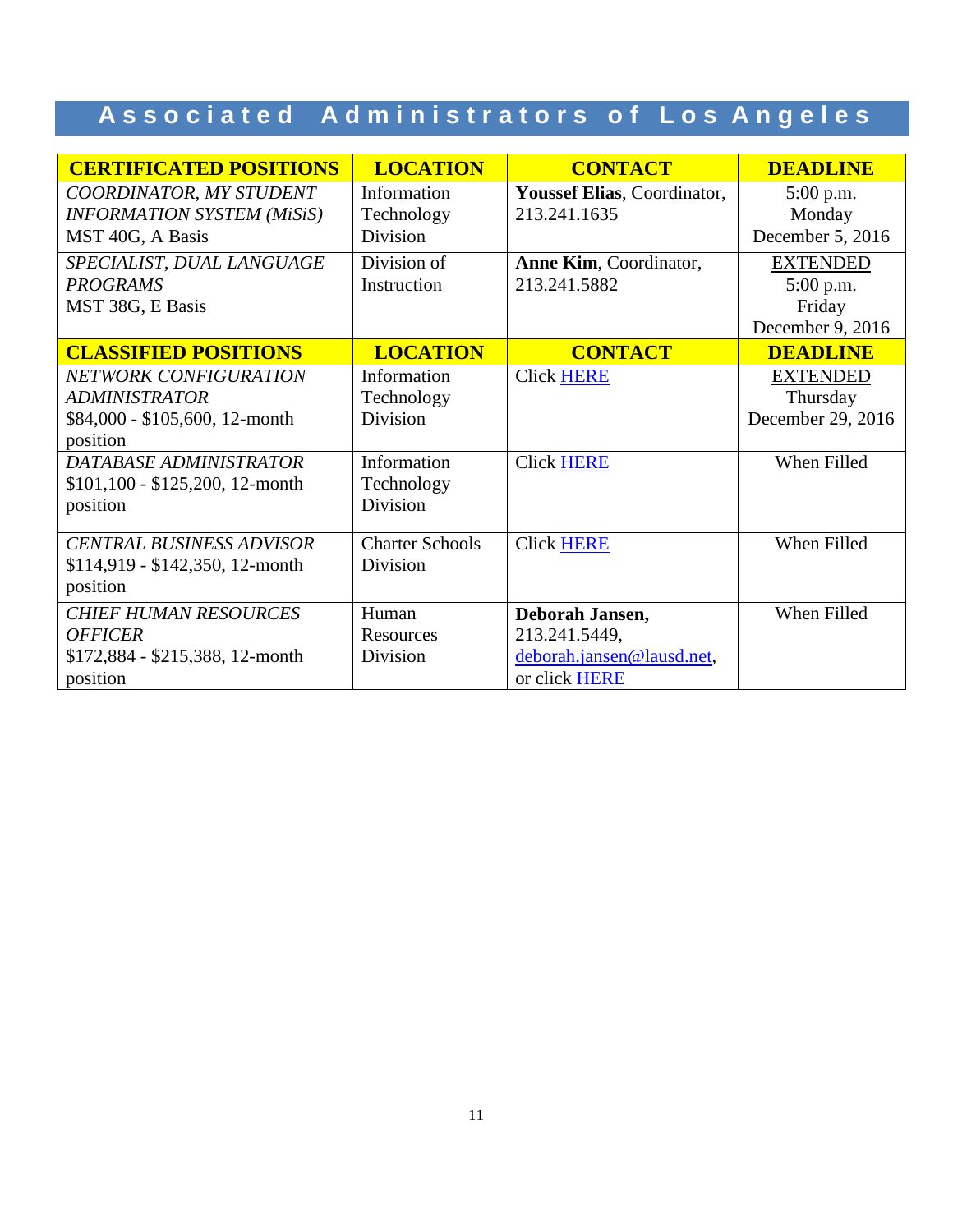# Associated Administrators of Los Angeles

| CERTIFICATED POSITIONS | LOCATION | CONTACT | DEADLINE |
|---|---|---|---|
| *COORDINATOR, MY STUDENT INFORMATION SYSTEM (MiSiS)* MST 40G, A Basis | Information Technology Division | **Youssef Elias**, Coordinator, 213.241.1635 | 5:00 p.m. Monday December 5, 2016 |
| *SPECIALIST, DUAL LANGUAGE PROGRAMS* MST 38G, E Basis | Division of Instruction | **Anne Kim**, Coordinator, 213.241.5882 | EXTENDED 5:00 p.m. Friday December 9, 2016 |
| **CLASSIFIED POSITIONS** | **LOCATION** | **CONTACT** | **DEADLINE** |
| *NETWORK CONFIGURATION ADMINISTRATOR* $84,000 - $105,600, 12-month position | Information Technology Division | Click HERE | EXTENDED Thursday December 29, 2016 |
| *DATABASE ADMINISTRATOR* $101,100 - $125,200, 12-month position | Information Technology Division | Click HERE | When Filled |
| *CENTRAL BUSINESS ADVISOR* $114,919 - $142,350, 12-month position | Charter Schools Division | Click HERE | When Filled |
| *CHIEF HUMAN RESOURCES OFFICER* $172,884 - $215,388, 12-month position | Human Resources Division | **Deborah Jansen,** 213.241.5449, deborah.jansen@lausd.net, or click HERE | When Filled |